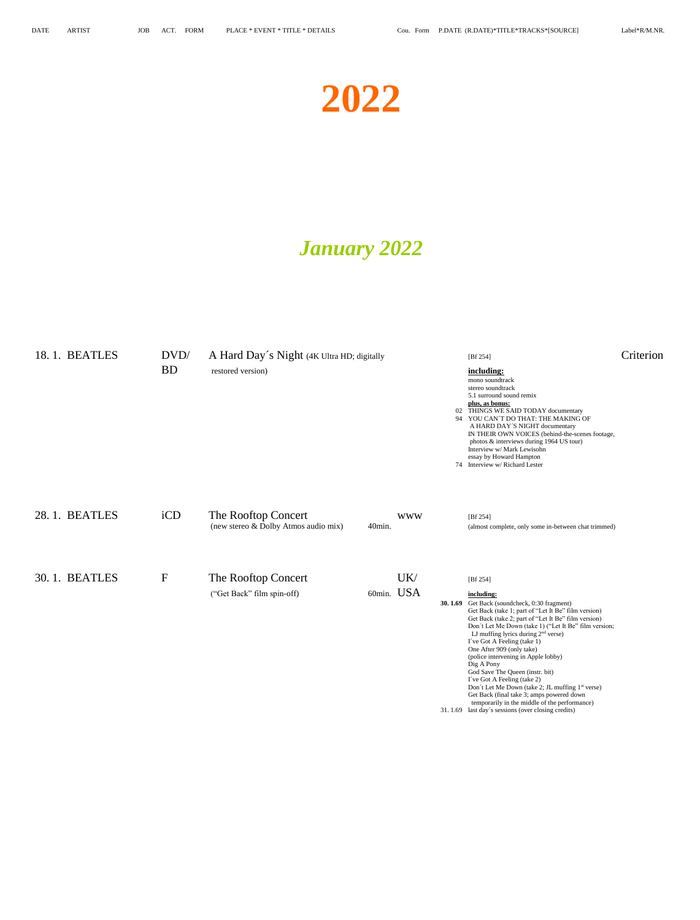| DATE | ARTIST | JOB | ACT. | FORM | PLACE * EVENT * TITLE * DETAILS | Cou. | Form | P.DATE (R.DATE)*TITLE*TRACKS*[SOURCE] | Label*R/M.NR. |
|---|---|---|---|---|---|---|---|---|---|

# 2022

## *January 2022*

**18. 1. BEATLES** — DVD/BD — A Hard Day´s Night (4K Ultra HD; digitally restored version) — [Bf 254] — Criterion

**including:**
mono soundtrack
stereo soundtrack
5.1 surround sound remix
**plus, as bonus:**
02 THINGS WE SAID TODAY documentary
94 YOU CAN´T DO THAT: THE MAKING OF A HARD DAY´S NIGHT documentary
IN THEIR OWN VOICES (behind-the-scenes footage, photos & interviews during 1964 US tour)
Interview w/ Mark Lewisohn
essay by Howard Hampton
74 Interview w/ Richard Lester

**28. 1. BEATLES** — iCD — The Rooftop Concert (new stereo & Dolby Atmos audio mix) — 40min. — www — [Bf 254]

(almost complete, only some in-between chat trimmed)

**30. 1. BEATLES** — F — The Rooftop Concert ("Get Back" film spin-off) — 60min. — UK/USA — [Bf 254]

**including:**
**30. 1.69** Get Back (soundcheck, 0:30 fragment)
Get Back (take 1; part of "Let It Be" film version)
Get Back (take 2; part of "Let It Be" film version)
Don´t Let Me Down (take 1) ("Let It Be" film version; LJ muffing lyrics during 2nd verse)
I´ve Got A Feeling (take 1)
One After 909 (only take)
(police intervening in Apple lobby)
Dig A Pony
God Save The Queen (instr. bit)
I´ve Got A Feeling (take 2)
Don´t Let Me Down (take 2; JL muffing 1st verse)
Get Back (final take 3; amps powered down temporarily in the middle of the performance)
31. 1.69 last day´s sessions (over closing credits)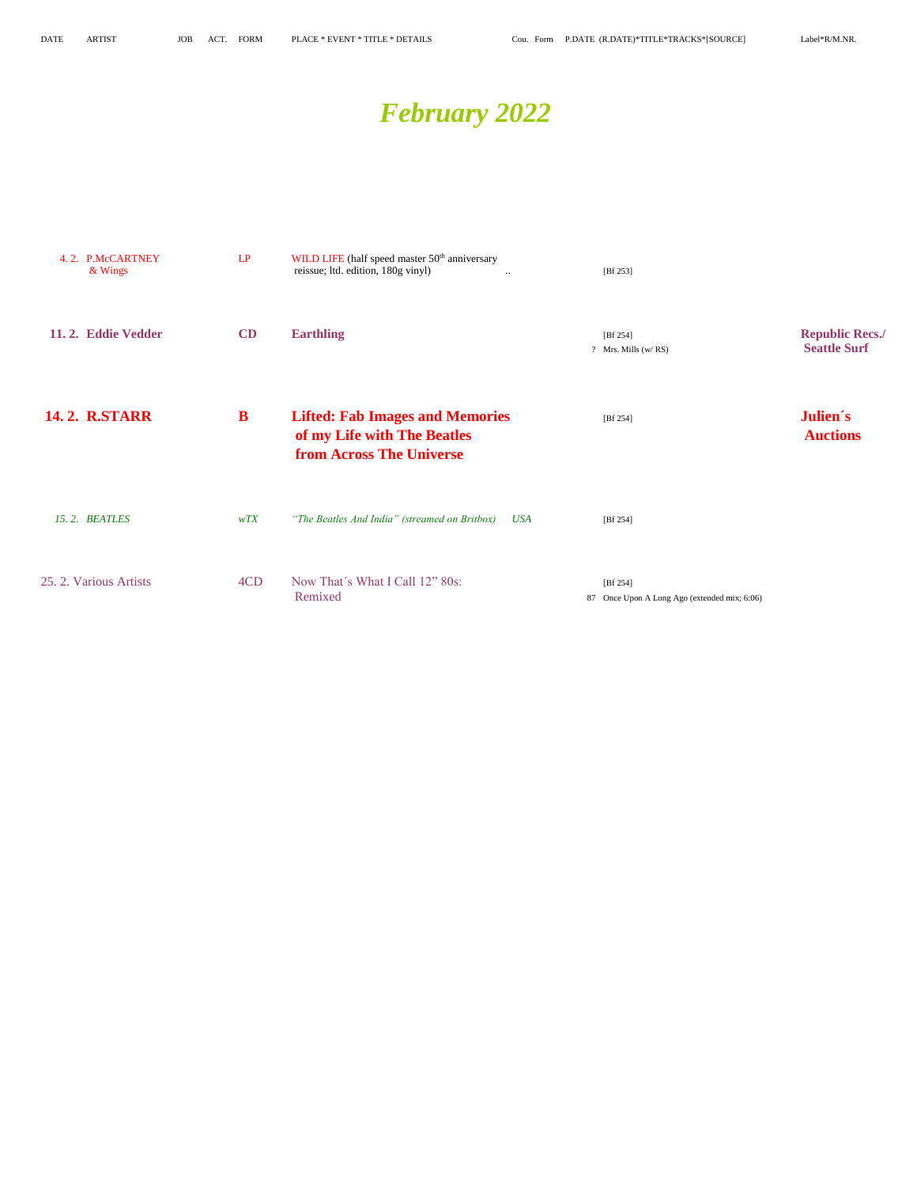| DATE | ARTIST | JOB | ACT. | FORM | PLACE * EVENT * TITLE * DETAILS | Cou. | Form | P.DATE (R.DATE)*TITLE*TRACKS*[SOURCE] | Label*R/M.NR. |
|---|---|---|---|---|---|---|---|---|---|

# *February 2022*

| DATE | ARTIST | JOB | ACT. | FORM | PLACE * EVENT * TITLE * DETAILS | Cou. | Form | P.DATE (R.DATE)*TITLE*TRACKS*[SOURCE] | Label*R/M.NR. |
|---|---|---|---|---|---|---|---|---|---|
| 4. 2. | P.McCARTNEY & Wings | | | LP | WILD LIFE (half speed master 50th anniversary reissue; ltd. edition, 180g vinyl) | .. | | [Bf 253] | |
| **11. 2.** | **Eddie Vedder** | | | **CD** | **Earthling** | | | [Bf 254]<br>? Mrs. Mills (w/ RS) | **Republic Recs./ Seattle Surf** |
| **14. 2.** | **R.STARR** | | | **B** | **Lifted: Fab Images and Memories of my Life with The Beatles from Across The Universe** | | | [Bf 254] | **Julien´s Auctions** |
| *15. 2.* | *BEATLES* | | | *wTX* | *"The Beatles And India" (streamed on Britbox)* | *USA* | | [Bf 254] | |
| 25. 2. | Various Artists | | | 4CD | Now That´s What I Call 12" 80s: Remixed | | | [Bf 254]<br>87 Once Upon A Long Ago (extended mix; 6:06) | |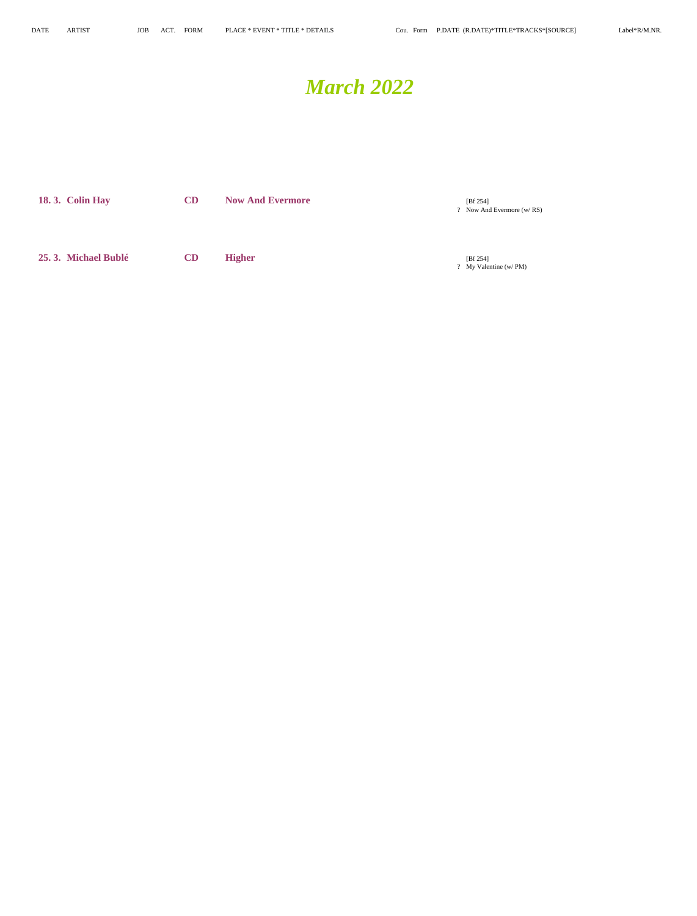| DATE | ARTIST | JOB | ACT. | FORM | PLACE * EVENT * TITLE * DETAILS | Cou. | Form | P.DATE (R.DATE)*TITLE*TRACKS*[SOURCE] | Label*R/M.NR. |
|---|---|---|---|---|---|---|---|---|---|

# *March 2022*

| DATE | ARTIST | JOB | ACT. | FORM | PLACE * EVENT * TITLE * DETAILS | Cou. | Form | P.DATE (R.DATE)*TITLE*TRACKS*[SOURCE] | Label*R/M.NR. |
|---|---|---|---|---|---|---|---|---|---|
| **18. 3.** | **Colin Hay** | | | **CD** | **Now And Evermore** | | | [Bf 254]<br>? Now And Evermore (w/ RS) | |
| **25. 3.** | **Michael Bublé** | | | **CD** | **Higher** | | | [Bf 254]<br>? My Valentine (w/ PM) | |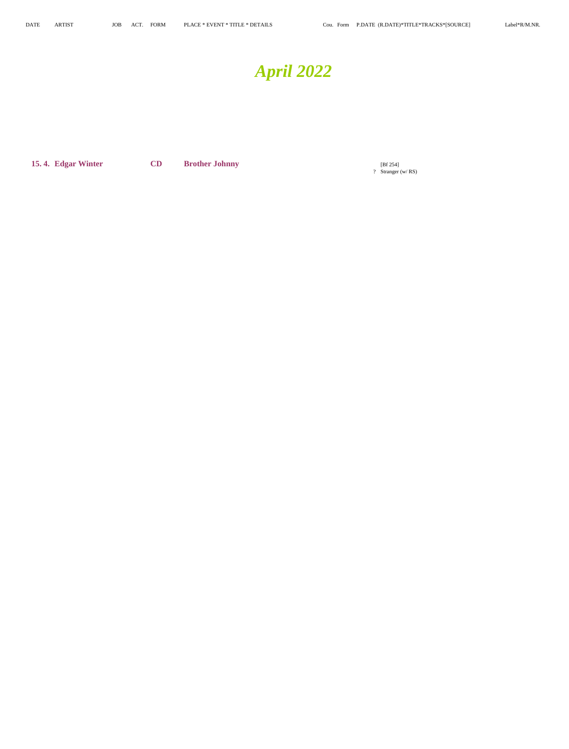| DATE | ARTIST | JOB | ACT. | FORM | PLACE * EVENT * TITLE * DETAILS | Cou. | Form | P.DATE (R.DATE)*TITLE*TRACKS*[SOURCE] | Label*R/M.NR. |
|---|---|---|---|---|---|---|---|---|---|

# *April 2022*

| DATE | ARTIST | JOB | ACT. | FORM | PLACE * EVENT * TITLE * DETAILS | Cou. | Form | P.DATE (R.DATE)*TITLE*TRACKS*[SOURCE] | Label*R/M.NR. |
|---|---|---|---|---|---|---|---|---|---|
| **15. 4.** | **Edgar Winter** | | | **CD** | **Brother Johnny** | | | [Bf 254] | |
| | | | | | | | ? | Stranger (w/ RS) | |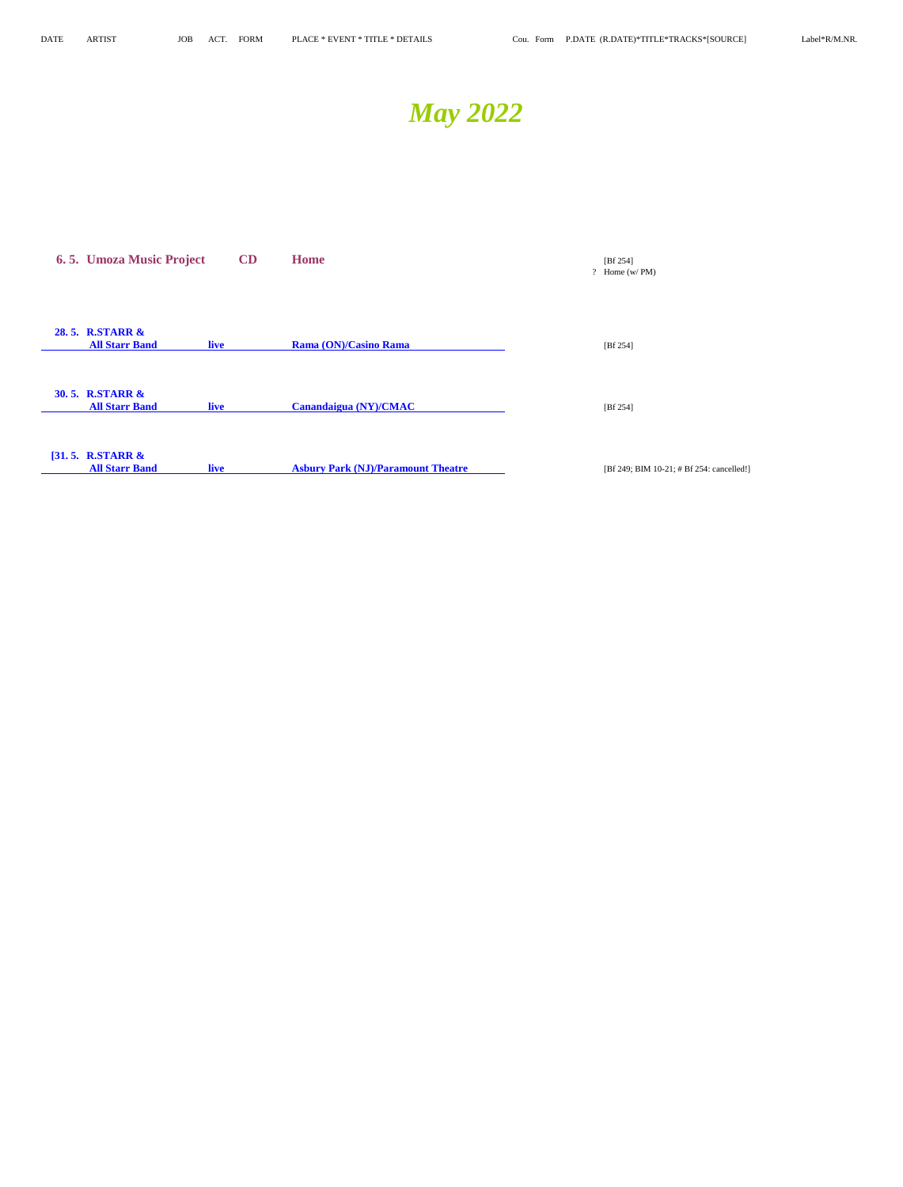| DATE | ARTIST | JOB | ACT. | FORM | PLACE * EVENT * TITLE * DETAILS | Cou. | Form | P.DATE (R.DATE)*TITLE*TRACKS*[SOURCE] | Label*R/M.NR. |
|---|---|---|---|---|---|---|---|---|---|

# *May 2022*

| DATE | ARTIST | JOB | ACT. | FORM | PLACE * EVENT * TITLE * DETAILS | Cou. | Form | P.DATE (R.DATE)*TITLE*TRACKS*[SOURCE] | Label*R/M.NR. |
|---|---|---|---|---|---|---|---|---|---|
| **6. 5.** | **Umoza Music Project** | | | **CD** | **Home** | | ? | [Bf 254] Home (w/ PM) | |
| **28. 5.** | **R.STARR & All Starr Band** | | **live** | | **Rama (ON)/Casino Rama** | | | [Bf 254] | |
| **30. 5.** | **R.STARR & All Starr Band** | | **live** | | **Canandaigua (NY)/CMAC** | | | [Bf 254] | |
| **[31. 5.** | **R.STARR & All Starr Band** | | **live** | | **Asbury Park (NJ)/Paramount Theatre** | | | [Bf 249; BIM 10-21; # Bf 254: cancelled!] | |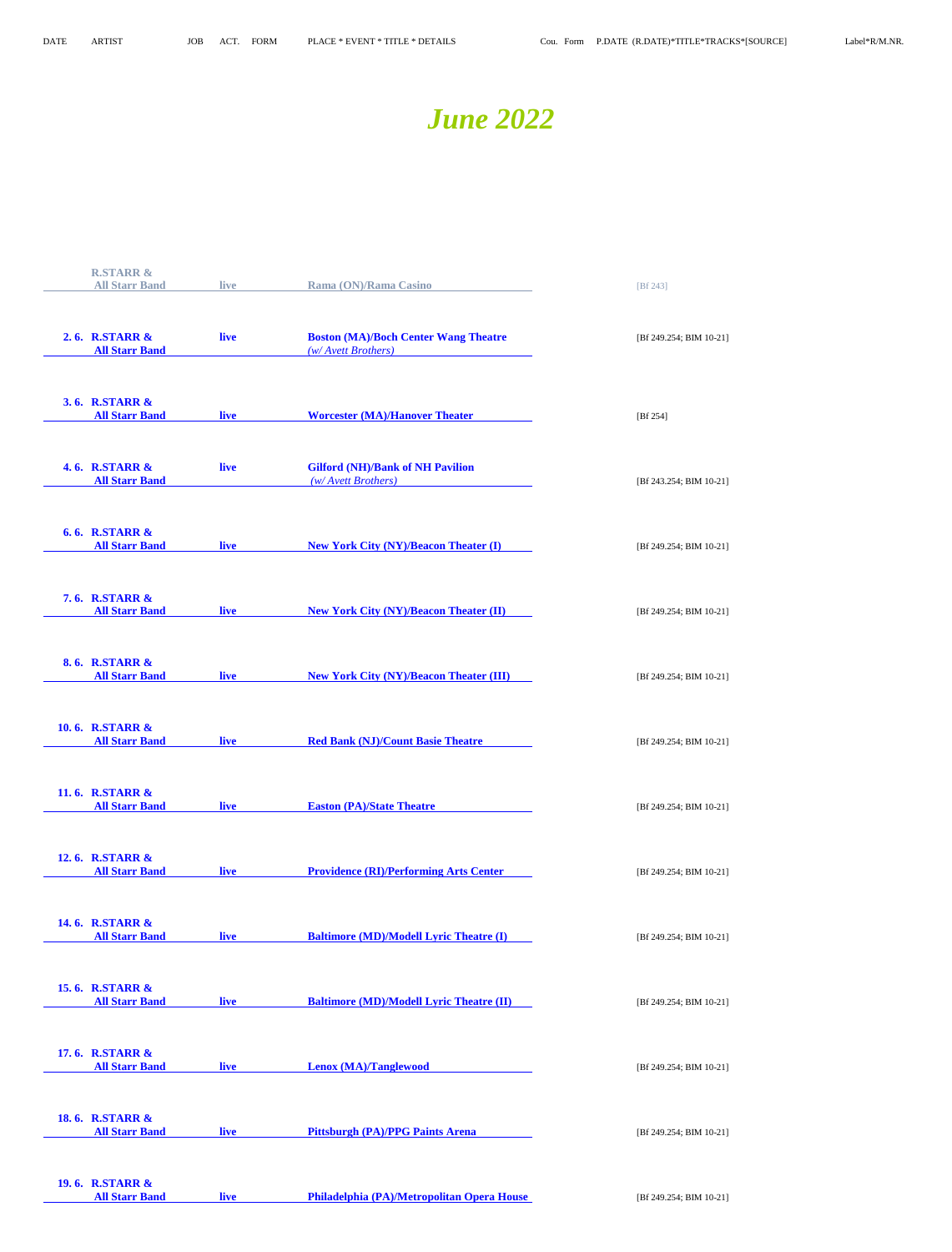| DATE | ARTIST | JOB | ACT. | FORM | PLACE * EVENT * TITLE * DETAILS | Cou. | Form | P.DATE (R.DATE)*TITLE*TRACKS*[SOURCE] | Label*R/M.NR. |
|---|---|---|---|---|---|---|---|---|---|

# June 2022

| DATE | ARTIST | JOB | ACT. | FORM | PLACE * EVENT * TITLE * DETAILS | Cou. | Form | P.DATE (R.DATE)*TITLE*TRACKS*[SOURCE] | Label*R/M.NR. |
|---|---|---|---|---|---|---|---|---|---|
| | R.STARR & All Starr Band | | live | | Rama (ON)/Rama Casino | | | [Bf 243] | |
| 2. 6. | R.STARR & All Starr Band | | live | | Boston (MA)/Boch Center Wang Theatre *(w/ Avett Brothers)* | | | [Bf 249.254; BIM 10-21] | |
| 3. 6. | R.STARR & All Starr Band | | live | | Worcester (MA)/Hanover Theater | | | [Bf 254] | |
| 4. 6. | R.STARR & All Starr Band | | live | | Gilford (NH)/Bank of NH Pavilion *(w/ Avett Brothers)* | | | [Bf 243.254; BIM 10-21] | |
| 6. 6. | R.STARR & All Starr Band | | live | | New York City (NY)/Beacon Theater (I) | | | [Bf 249.254; BIM 10-21] | |
| 7. 6. | R.STARR & All Starr Band | | live | | New York City (NY)/Beacon Theater (II) | | | [Bf 249.254; BIM 10-21] | |
| 8. 6. | R.STARR & All Starr Band | | live | | New York City (NY)/Beacon Theater (III) | | | [Bf 249.254; BIM 10-21] | |
| 10. 6. | R.STARR & All Starr Band | | live | | Red Bank (NJ)/Count Basie Theatre | | | [Bf 249.254; BIM 10-21] | |
| 11. 6. | R.STARR & All Starr Band | | live | | Easton (PA)/State Theatre | | | [Bf 249.254; BIM 10-21] | |
| 12. 6. | R.STARR & All Starr Band | | live | | Providence (RI)/Performing Arts Center | | | [Bf 249.254; BIM 10-21] | |
| 14. 6. | R.STARR & All Starr Band | | live | | Baltimore (MD)/Modell Lyric Theatre (I) | | | [Bf 249.254; BIM 10-21] | |
| 15. 6. | R.STARR & All Starr Band | | live | | Baltimore (MD)/Modell Lyric Theatre (II) | | | [Bf 249.254; BIM 10-21] | |
| 17. 6. | R.STARR & All Starr Band | | live | | Lenox (MA)/Tanglewood | | | [Bf 249.254; BIM 10-21] | |
| 18. 6. | R.STARR & All Starr Band | | live | | Pittsburgh (PA)/PPG Paints Arena | | | [Bf 249.254; BIM 10-21] | |
| 19. 6. | R.STARR & All Starr Band | | live | | Philadelphia (PA)/Metropolitan Opera House | | | [Bf 249.254; BIM 10-21] | |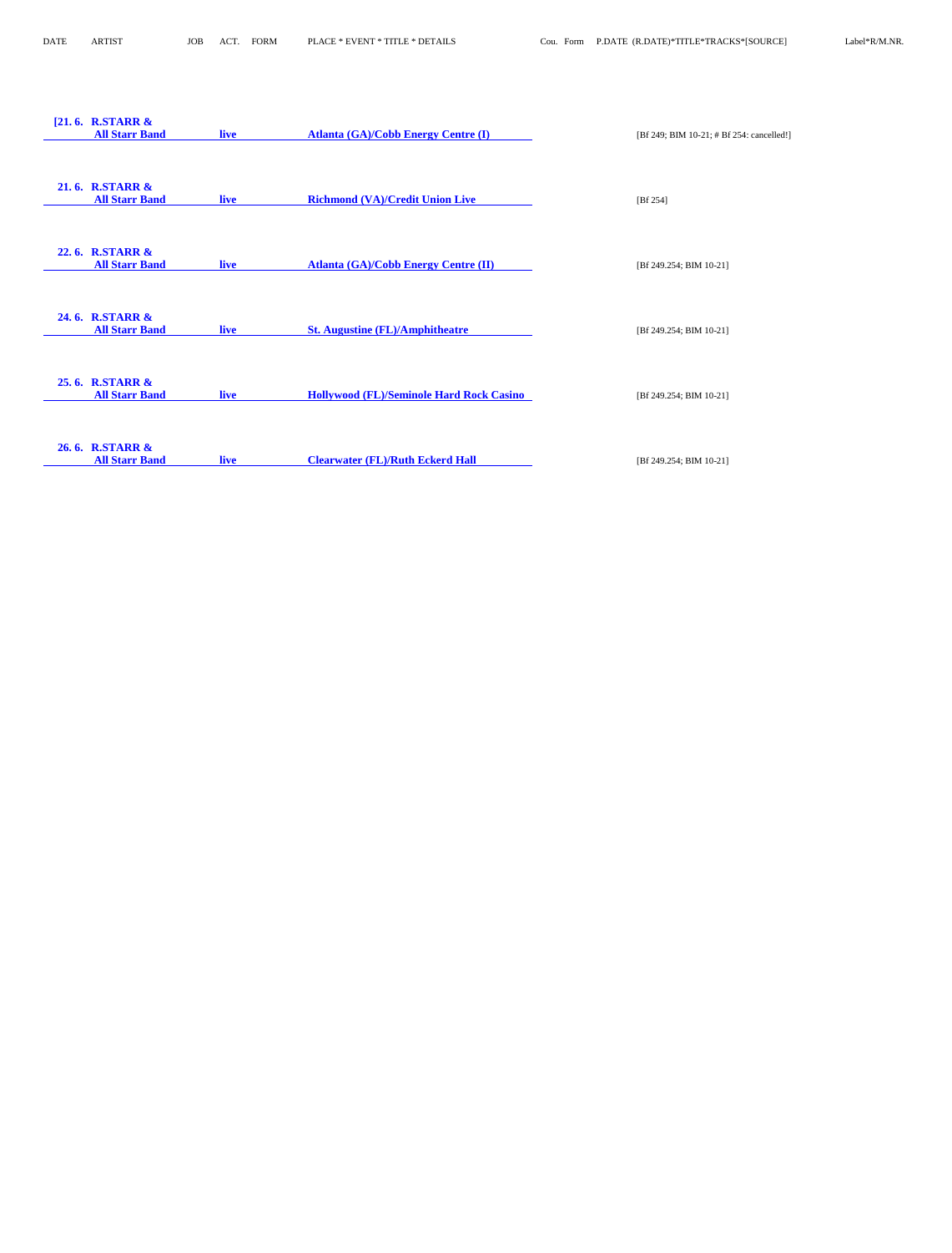| DATE | ARTIST | JOB | ACT. | FORM | PLACE * EVENT * TITLE * DETAILS | Cou. | Form | P.DATE (R.DATE)*TITLE*TRACKS*[SOURCE] | Label*R/M.NR. |
|---|---|---|---|---|---|---|---|---|---|
| **[21. 6.** | **R.STARR & All Starr Band** | | **live** | | **Atlanta (GA)/Cobb Energy Centre (I)** | | | [Bf 249; BIM 10-21; # Bf 254: cancelled!] | |
| **21. 6.** | **R.STARR & All Starr Band** | | **live** | | **Richmond (VA)/Credit Union Live** | | | [Bf 254] | |
| **22. 6.** | **R.STARR & All Starr Band** | | **live** | | **Atlanta (GA)/Cobb Energy Centre (II)** | | | [Bf 249.254; BIM 10-21] | |
| **24. 6.** | **R.STARR & All Starr Band** | | **live** | | **St. Augustine (FL)/Amphitheatre** | | | [Bf 249.254; BIM 10-21] | |
| **25. 6.** | **R.STARR & All Starr Band** | | **live** | | **Hollywood (FL)/Seminole Hard Rock Casino** | | | [Bf 249.254; BIM 10-21] | |
| **26. 6.** | **R.STARR & All Starr Band** | | **live** | | **Clearwater (FL)/Ruth Eckerd Hall** | | | [Bf 249.254; BIM 10-21] | |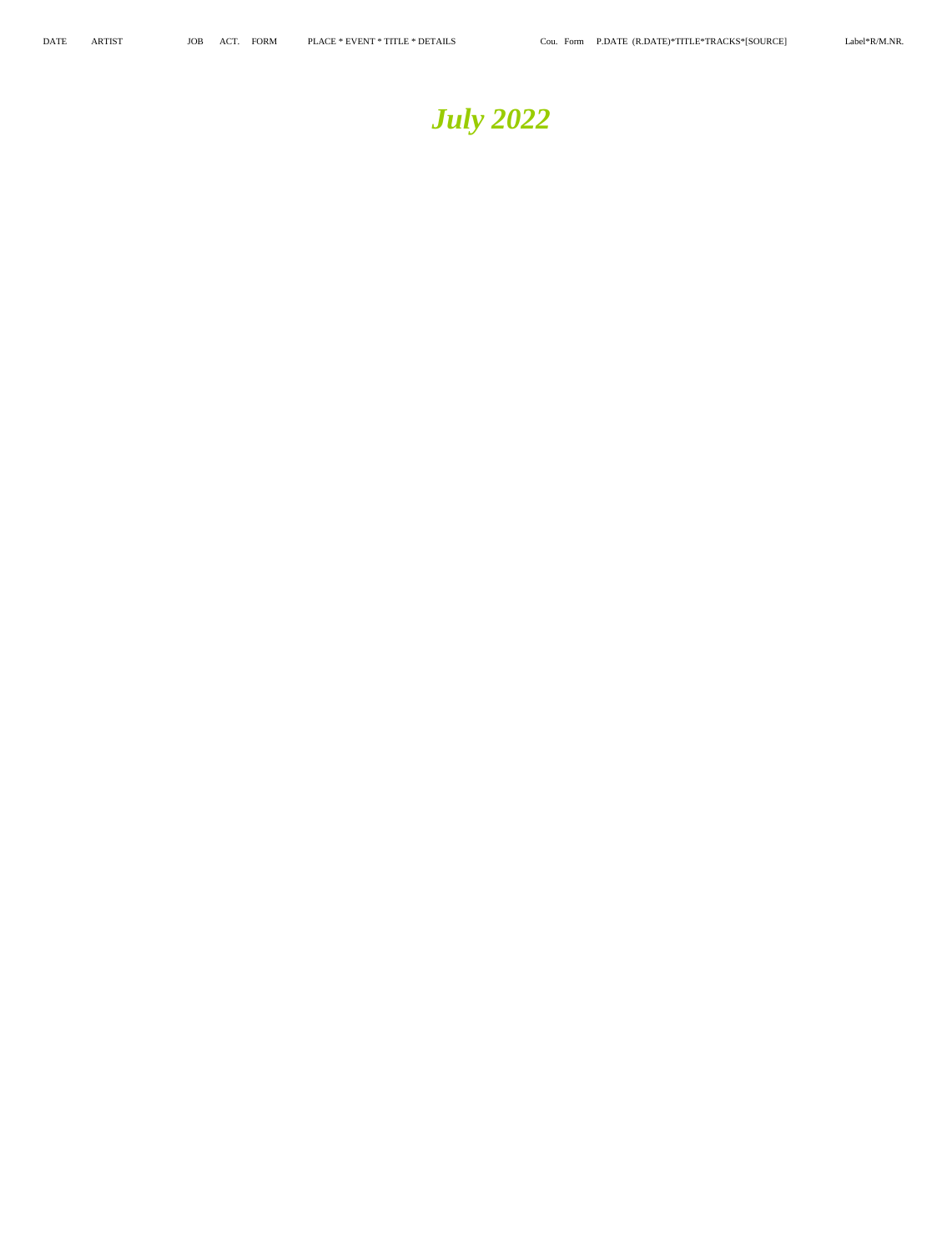| DATE | ARTIST | JOB | ACT. | FORM | PLACE * EVENT * TITLE * DETAILS | Cou. | Form | P.DATE (R.DATE)*TITLE*TRACKS*[SOURCE] | Label*R/M.NR. |
|---|---|---|---|---|---|---|---|---|---|

## *July 2022*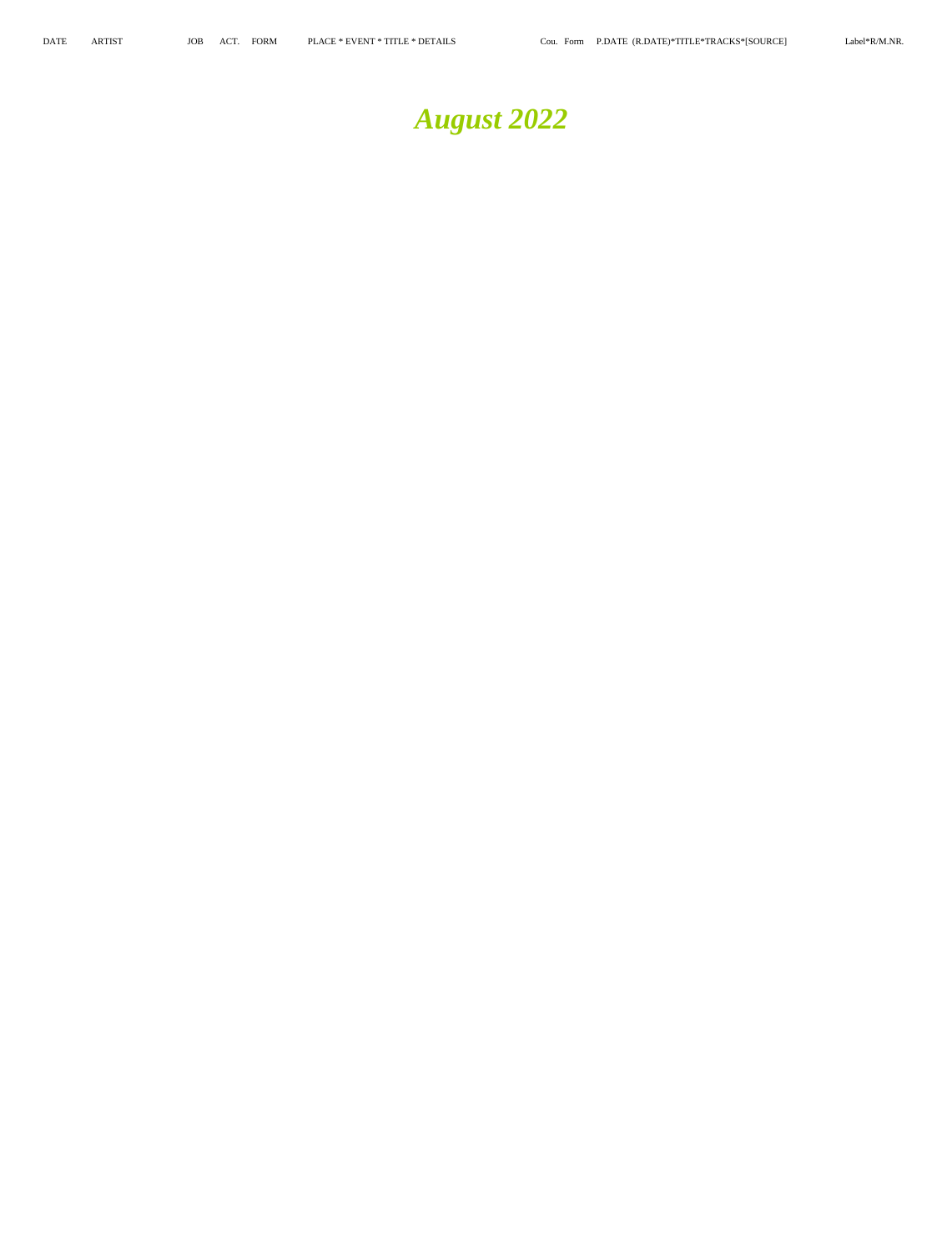| DATE | ARTIST | JOB | ACT. | FORM | PLACE * EVENT * TITLE * DETAILS | Cou. | Form | P.DATE (R.DATE)*TITLE*TRACKS*[SOURCE] | Label*R/M.NR. |
| --- | --- | --- | --- | --- | --- | --- | --- | --- | --- |

# *August 2022*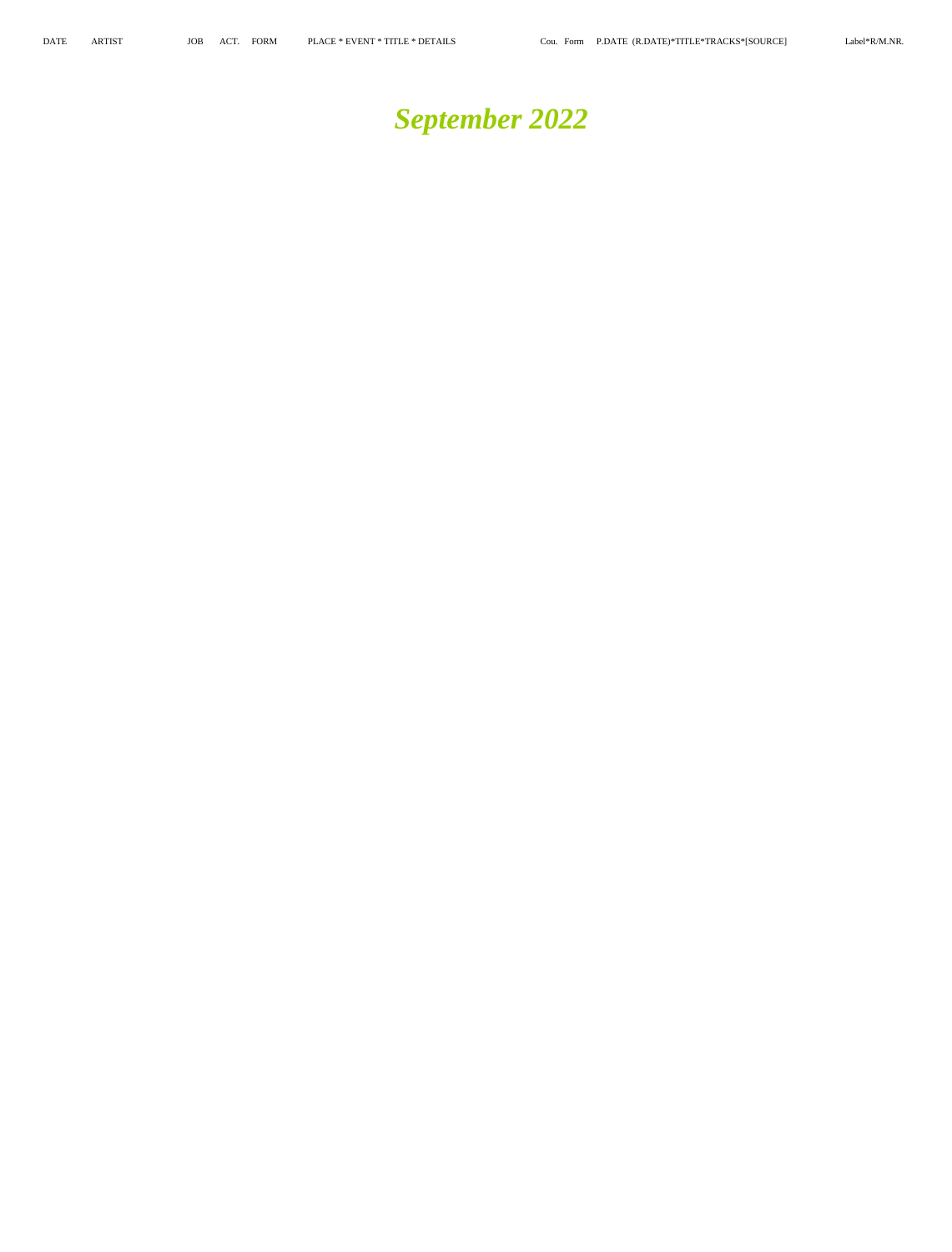DATE ARTIST JOB ACT. FORM PLACE * EVENT * TITLE * DETAILS Cou. Form P.DATE (R.DATE)*TITLE*TRACKS*[SOURCE] Label*R/M.NR.

## *September 2022*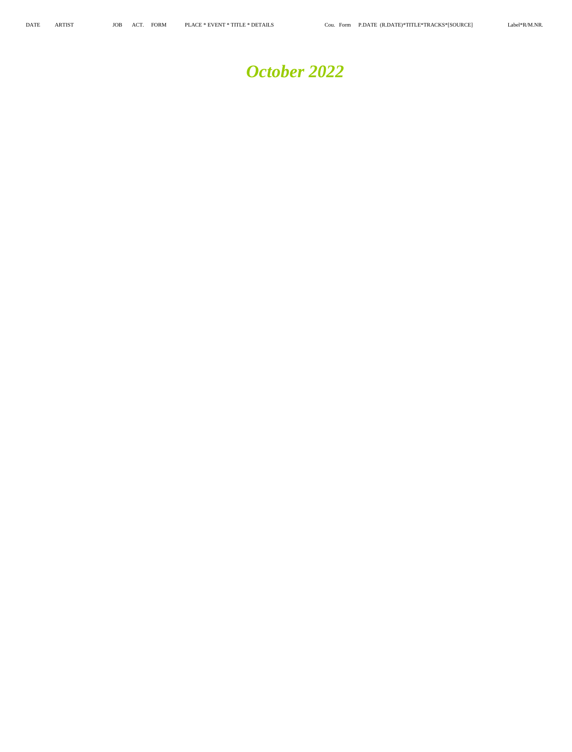# *October 2022*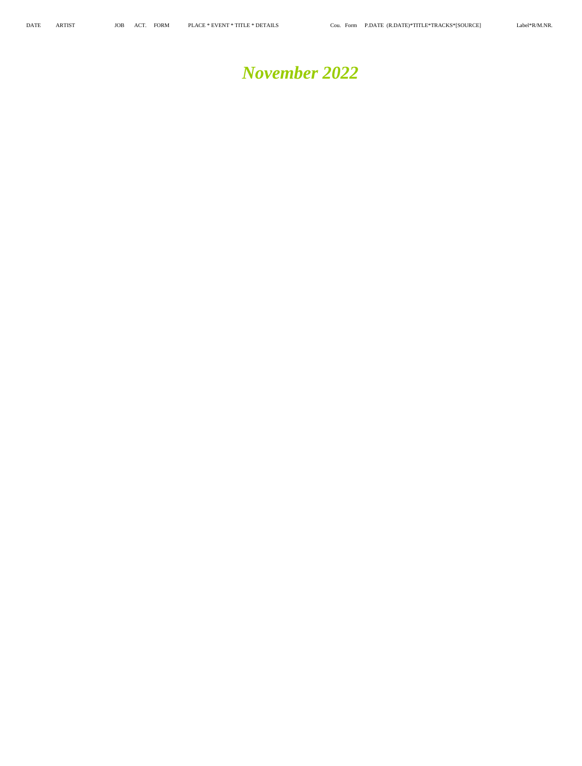# *November 2022*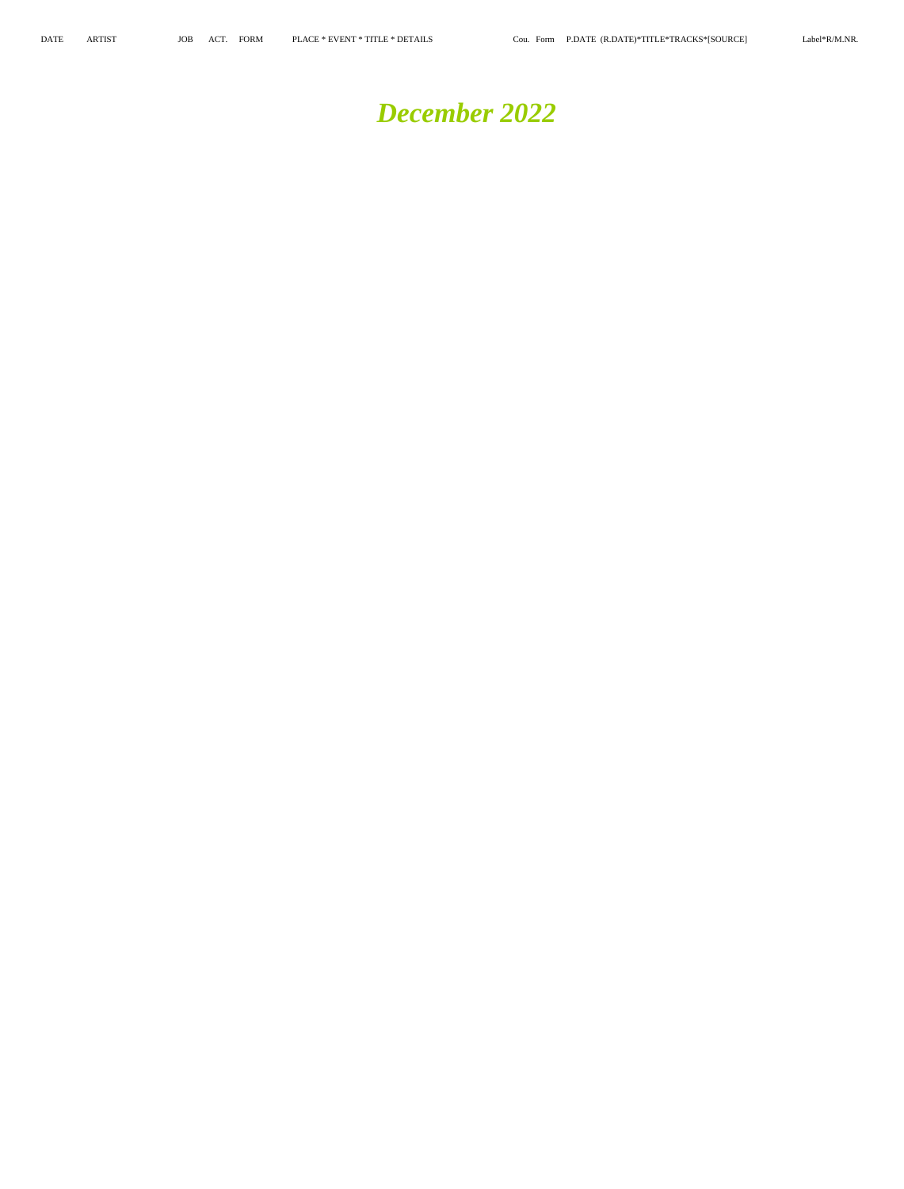| DATE | ARTIST | JOB | ACT. | FORM | PLACE * EVENT * TITLE * DETAILS | Cou. | Form | P.DATE (R.DATE)*TITLE*TRACKS*[SOURCE] | Label*R/M.NR. |
|---|---|---|---|---|---|---|---|---|---|

## *December 2022*